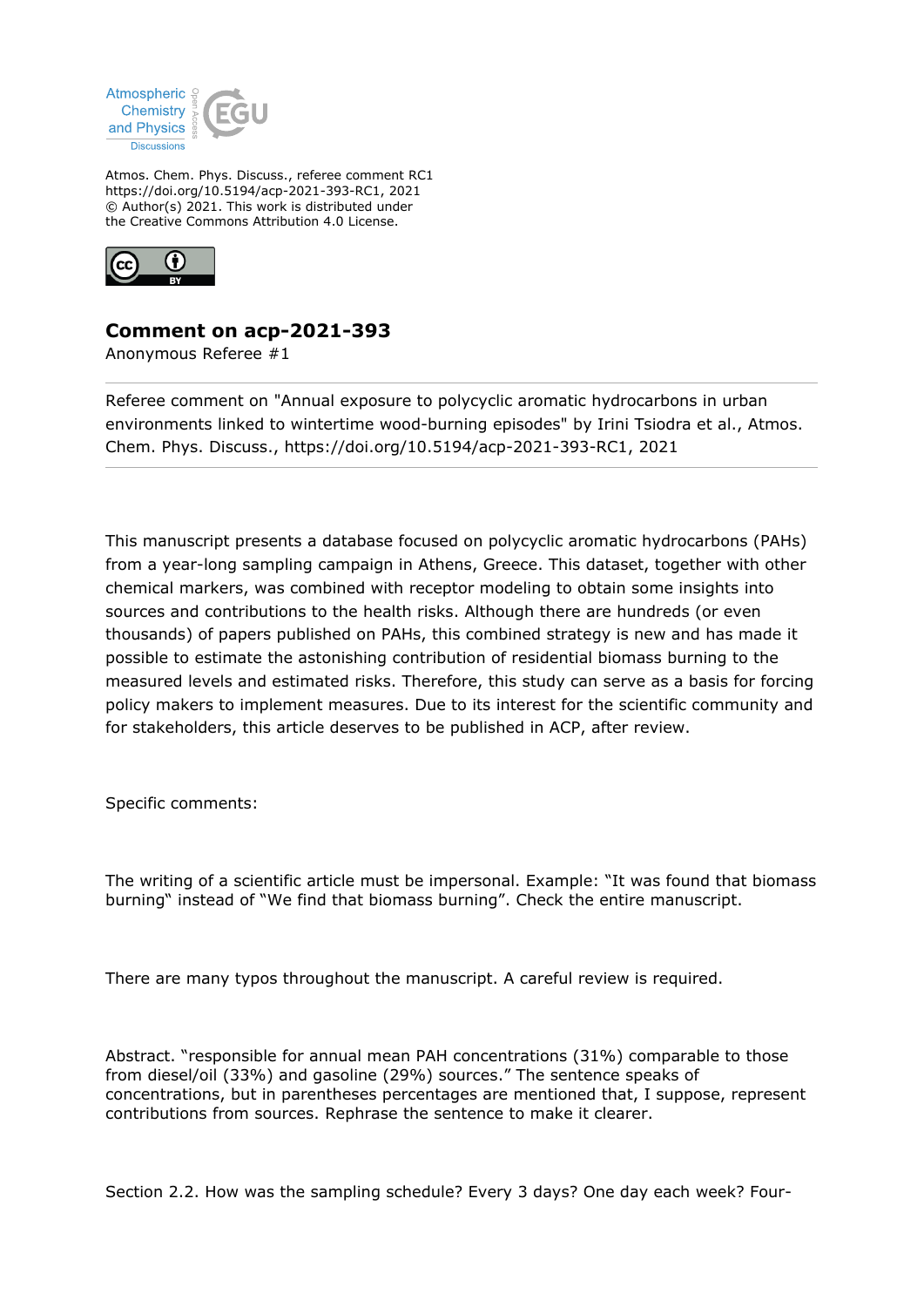Atmos. Chem. Phys. Discuss., referee comment RC1
https://doi.org/10.5194/acp-2021-393-RC1, 2021
© Author(s) 2021. This work is distributed under
the Creative Commons Attribution 4.0 License.

## Comment on acp-2021-393

Anonymous Referee #1

---

Referee comment on "Annual exposure to polycyclic aromatic hydrocarbons in urban environments linked to wintertime wood-burning episodes" by Irini Tsiodra et al., Atmos. Chem. Phys. Discuss., https://doi.org/10.5194/acp-2021-393-RC1, 2021

---

This manuscript presents a database focused on polycyclic aromatic hydrocarbons (PAHs) from a year-long sampling campaign in Athens, Greece. This dataset, together with other chemical markers, was combined with receptor modeling to obtain some insights into sources and contributions to the health risks. Although there are hundreds (or even thousands) of papers published on PAHs, this combined strategy is new and has made it possible to estimate the astonishing contribution of residential biomass burning to the measured levels and estimated risks. Therefore, this study can serve as a basis for forcing policy makers to implement measures. Due to its interest for the scientific community and for stakeholders, this article deserves to be published in ACP, after review.

Specific comments:

The writing of a scientific article must be impersonal. Example: "It was found that biomass burning" instead of "We find that biomass burning". Check the entire manuscript.

There are many typos throughout the manuscript. A careful review is required.

Abstract. "responsible for annual mean PAH concentrations (31%) comparable to those from diesel/oil (33%) and gasoline (29%) sources." The sentence speaks of concentrations, but in parentheses percentages are mentioned that, I suppose, represent contributions from sources. Rephrase the sentence to make it clearer.

Section 2.2. How was the sampling schedule? Every 3 days? One day each week? Four-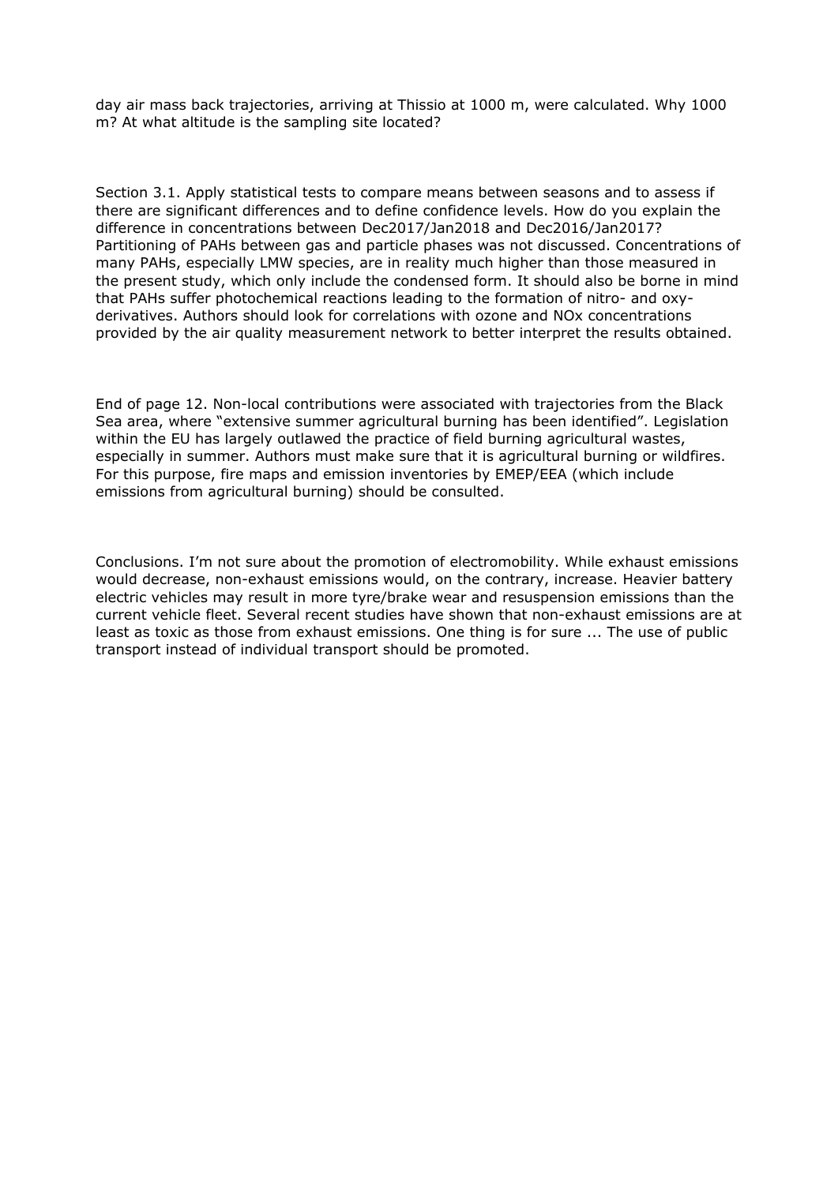day air mass back trajectories, arriving at Thissio at 1000 m, were calculated. Why 1000 m? At what altitude is the sampling site located?

Section 3.1. Apply statistical tests to compare means between seasons and to assess if there are significant differences and to define confidence levels. How do you explain the difference in concentrations between Dec2017/Jan2018 and Dec2016/Jan2017? Partitioning of PAHs between gas and particle phases was not discussed. Concentrations of many PAHs, especially LMW species, are in reality much higher than those measured in the present study, which only include the condensed form. It should also be borne in mind that PAHs suffer photochemical reactions leading to the formation of nitro- and oxy-derivatives. Authors should look for correlations with ozone and NOx concentrations provided by the air quality measurement network to better interpret the results obtained.

End of page 12. Non-local contributions were associated with trajectories from the Black Sea area, where "extensive summer agricultural burning has been identified". Legislation within the EU has largely outlawed the practice of field burning agricultural wastes, especially in summer. Authors must make sure that it is agricultural burning or wildfires. For this purpose, fire maps and emission inventories by EMEP/EEA (which include emissions from agricultural burning) should be consulted.

Conclusions. I'm not sure about the promotion of electromobility. While exhaust emissions would decrease, non-exhaust emissions would, on the contrary, increase. Heavier battery electric vehicles may result in more tyre/brake wear and resuspension emissions than the current vehicle fleet. Several recent studies have shown that non-exhaust emissions are at least as toxic as those from exhaust emissions. One thing is for sure ... The use of public transport instead of individual transport should be promoted.